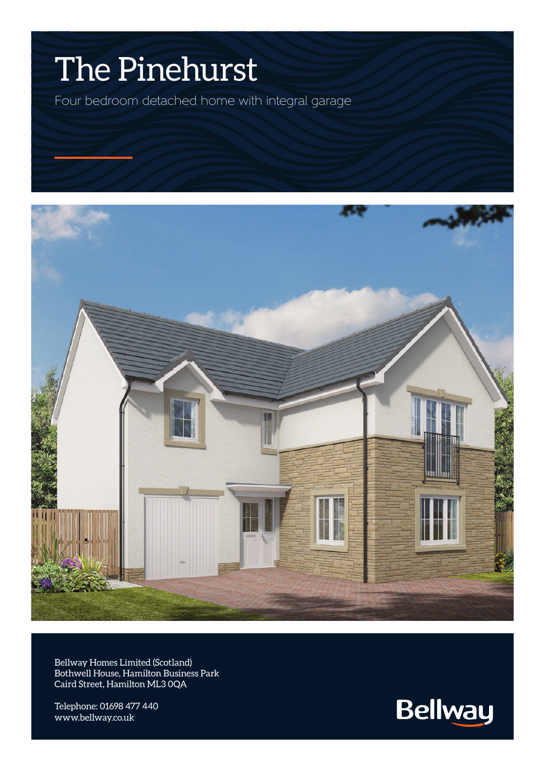# The Pinehurst

Four bedroom detached home with integral garage

Bellway Homes Limited (Scotland)
Bothwell House, Hamilton Business Park
Caird Street, Hamilton ML3 0QA

Telephone: 01698 477 440
www.bellway.co.uk

Bellway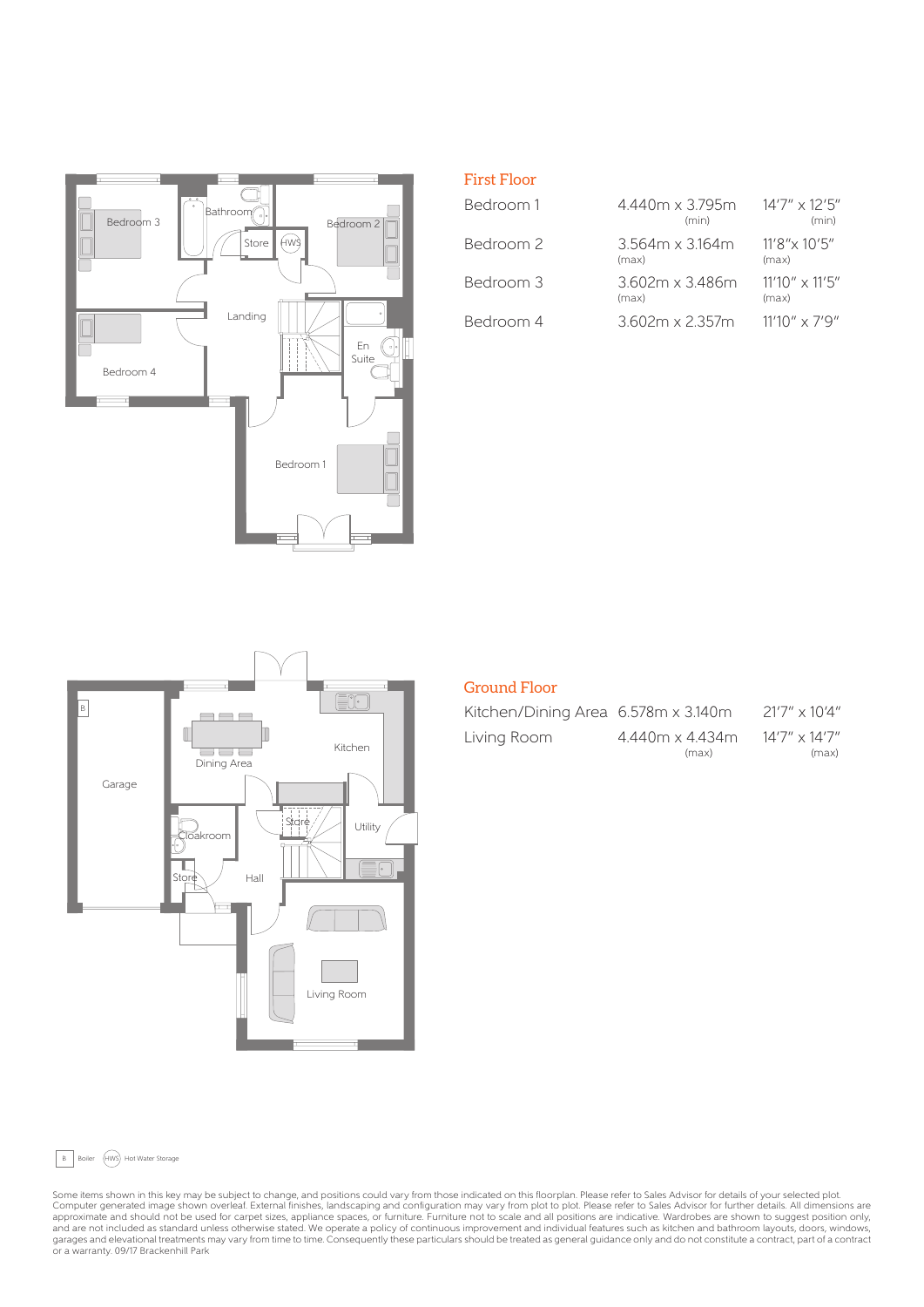## First Floor

| | | |
|---|---|---|
| Bedroom 1 | 4.440m x 3.795m (min) | 14'7" x 12'5" (min) |
| Bedroom 2 | 3.564m x 3.164m (max) | 11'8"x 10'5" (max) |
| Bedroom 3 | 3.602m x 3.486m (max) | 11'10" x 11'5" (max) |
| Bedroom 4 | 3.602m x 2.357m | 11'10" x 7'9" |

## Ground Floor

| | | |
|---|---|---|
| Kitchen/Dining Area | 6.578m x 3.140m | 21'7" x 10'4" |
| Living Room | 4.440m x 4.434m (max) | 14'7" x 14'7" (max) |

Bedroom 3
Bathroom
Store
HWS
Bedroom 2
Landing
En Suite
Bedroom 4
Bedroom 1

B
Garage
Dining Area
Kitchen
Store
Utility
Cloakroom
Store
Hall
Living Room

B Boiler HWS Hot Water Storage

Some items shown in this key may be subject to change, and positions could vary from those indicated on this floorplan. Please refer to Sales Advisor for details of your selected plot. Computer generated image shown overleaf. External finishes, landscaping and configuration may vary from plot to plot. Please refer to Sales Advisor for further details. All dimensions are approximate and should not be used for carpet sizes, appliance spaces, or furniture. Furniture not to scale and all positions are indicative. Wardrobes are shown to suggest position only, and are not included as standard unless otherwise stated. We operate a policy of continuous improvement and individual features such as kitchen and bathroom layouts, doors, windows, garages and elevational treatments may vary from time to time. Consequently these particulars should be treated as general guidance only and do not constitute a contract, part of a contract or a warranty. 09/17 Brackenhill Park